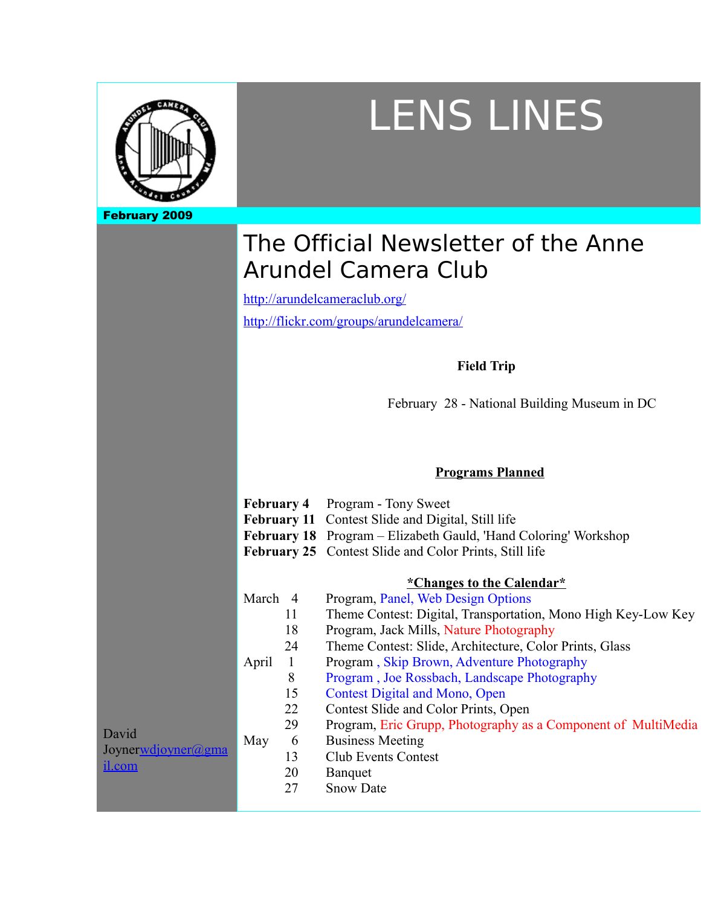# LENS LINES

**February 2009**

## The Official Newsletter of the Anne Arundel Camera Club

http://arundelcameraclub.org/

http://flickr.com/groups/arundelcamera/

**Field Trip**

February 28 - National Building Museum in DC

**Programs Planned**

**February 4** Program - Tony Sweet
**February 11** Contest Slide and Digital, Still life
**February 18** Program – Elizabeth Gauld, 'Hand Coloring' Workshop
**February 25** Contest Slide and Color Prints, Still life

***Changes to the Calendar***

| | | |
|---|---|---|
| March | 4 | Program, Panel, Web Design Options |
| | 11 | Theme Contest: Digital, Transportation, Mono High Key-Low Key |
| | 18 | Program, Jack Mills, Nature Photography |
| | 24 | Theme Contest: Slide, Architecture, Color Prints, Glass |
| April | 1 | Program , Skip Brown, Adventure Photography |
| | 8 | Program , Joe Rossbach, Landscape Photography |
| | 15 | Contest Digital and Mono, Open |
| | 22 | Contest Slide and Color Prints, Open |
| | 29 | Program, Eric Grupp, Photography as a Component of MultiMedia |
| May | 6 | Business Meeting |
| | 13 | Club Events Contest |
| | 20 | Banquet |
| | 27 | Snow Date |

David Joyner wdjoyner@gmail.com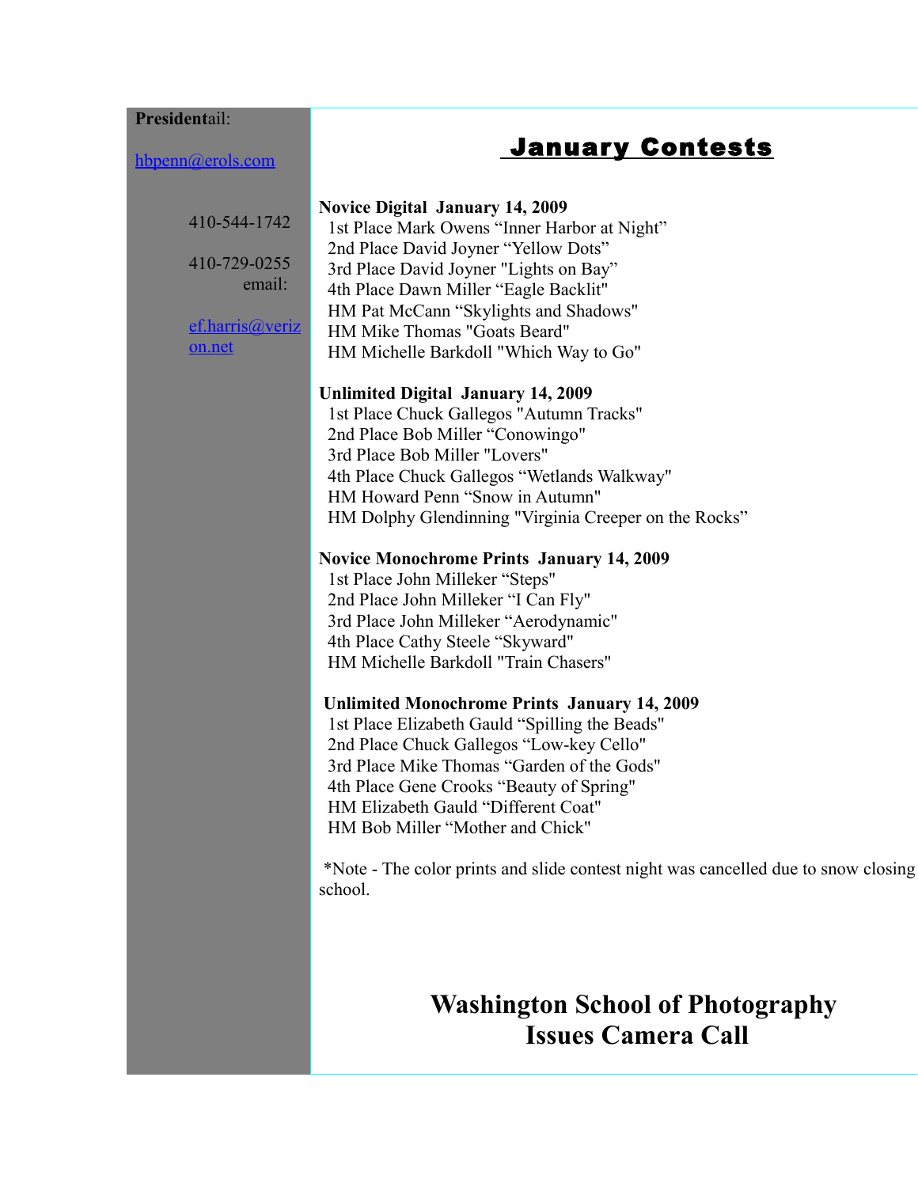**Presidentail:**

hbpenn@erols.com

410-544-1742

410-729-0255
email:

ef.harris@verizon.net

## January Contests

**Novice Digital January 14, 2009**
1st Place Mark Owens “Inner Harbor at Night”
2nd Place David Joyner “Yellow Dots”
3rd Place David Joyner "Lights on Bay”
4th Place Dawn Miller “Eagle Backlit"
HM Pat McCann “Skylights and Shadows"
HM Mike Thomas "Goats Beard"
HM Michelle Barkdoll "Which Way to Go"

**Unlimited Digital January 14, 2009**
1st Place Chuck Gallegos "Autumn Tracks"
2nd Place Bob Miller “Conowingo"
3rd Place Bob Miller "Lovers"
4th Place Chuck Gallegos “Wetlands Walkway"
HM Howard Penn “Snow in Autumn"
HM Dolphy Glendinning "Virginia Creeper on the Rocks”

**Novice Monochrome Prints January 14, 2009**
1st Place John Milleker “Steps"
2nd Place John Milleker “I Can Fly"
3rd Place John Milleker “Aerodynamic"
4th Place Cathy Steele “Skyward"
HM Michelle Barkdoll "Train Chasers"

**Unlimited Monochrome Prints January 14, 2009**
1st Place Elizabeth Gauld “Spilling the Beads"
2nd Place Chuck Gallegos “Low-key Cello"
3rd Place Mike Thomas “Garden of the Gods"
4th Place Gene Crooks “Beauty of Spring"
HM Elizabeth Gauld “Different Coat"
HM Bob Miller “Mother and Chick"

*Note - The color prints and slide contest night was cancelled due to snow closing school.

## Washington School of Photography Issues Camera Call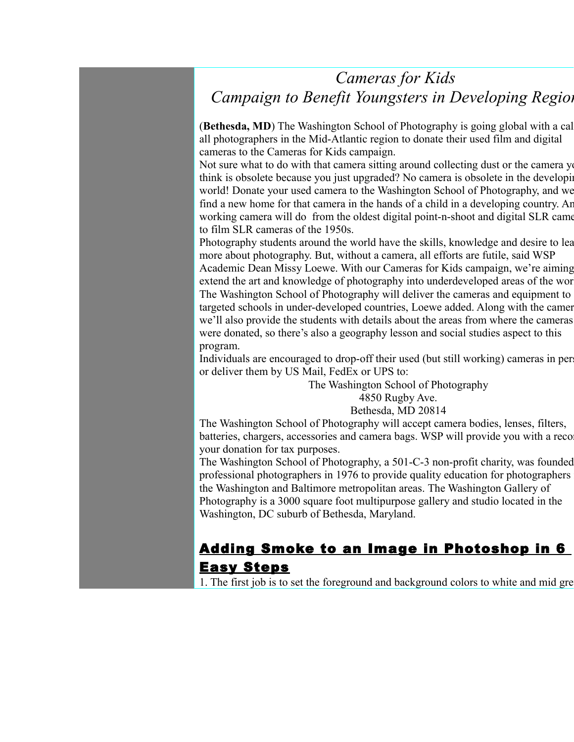*Cameras for Kids*
*Campaign to Benefit Youngsters in Developing Region*

(**Bethesda, MD**) The Washington School of Photography is going global with a cal all photographers in the Mid-Atlantic region to donate their used film and digital cameras to the Cameras for Kids campaign.

Not sure what to do with that camera sitting around collecting dust or the camera yo think is obsolete because you just upgraded? No camera is obsolete in the developi world! Donate your used camera to the Washington School of Photography, and we find a new home for that camera in the hands of a child in a developing country. An working camera will do from the oldest digital point-n-shoot and digital SLR came to film SLR cameras of the 1950s.

Photography students around the world have the skills, knowledge and desire to lea more about photography. But, without a camera, all efforts are futile, said WSP Academic Dean Missy Loewe. With our Cameras for Kids campaign, we're aiming extend the art and knowledge of photography into underdeveloped areas of the wor

The Washington School of Photography will deliver the cameras and equipment to targeted schools in under-developed countries, Loewe added. Along with the camer we'll also provide the students with details about the areas from where the cameras were donated, so there's also a geography lesson and social studies aspect to this program.

Individuals are encouraged to drop-off their used (but still working) cameras in pers or deliver them by US Mail, FedEx or UPS to:

The Washington School of Photography
4850 Rugby Ave.
Bethesda, MD 20814

The Washington School of Photography will accept camera bodies, lenses, filters, batteries, chargers, accessories and camera bags. WSP will provide you with a reco your donation for tax purposes.

The Washington School of Photography, a 501-C-3 non-profit charity, was founded professional photographers in 1976 to provide quality education for photographers the Washington and Baltimore metropolitan areas. The Washington Gallery of Photography is a 3000 square foot multipurpose gallery and studio located in the Washington, DC suburb of Bethesda, Maryland.

## Adding Smoke to an Image in Photoshop in 6 Easy Steps

1. The first job is to set the foreground and background colors to white and mid gre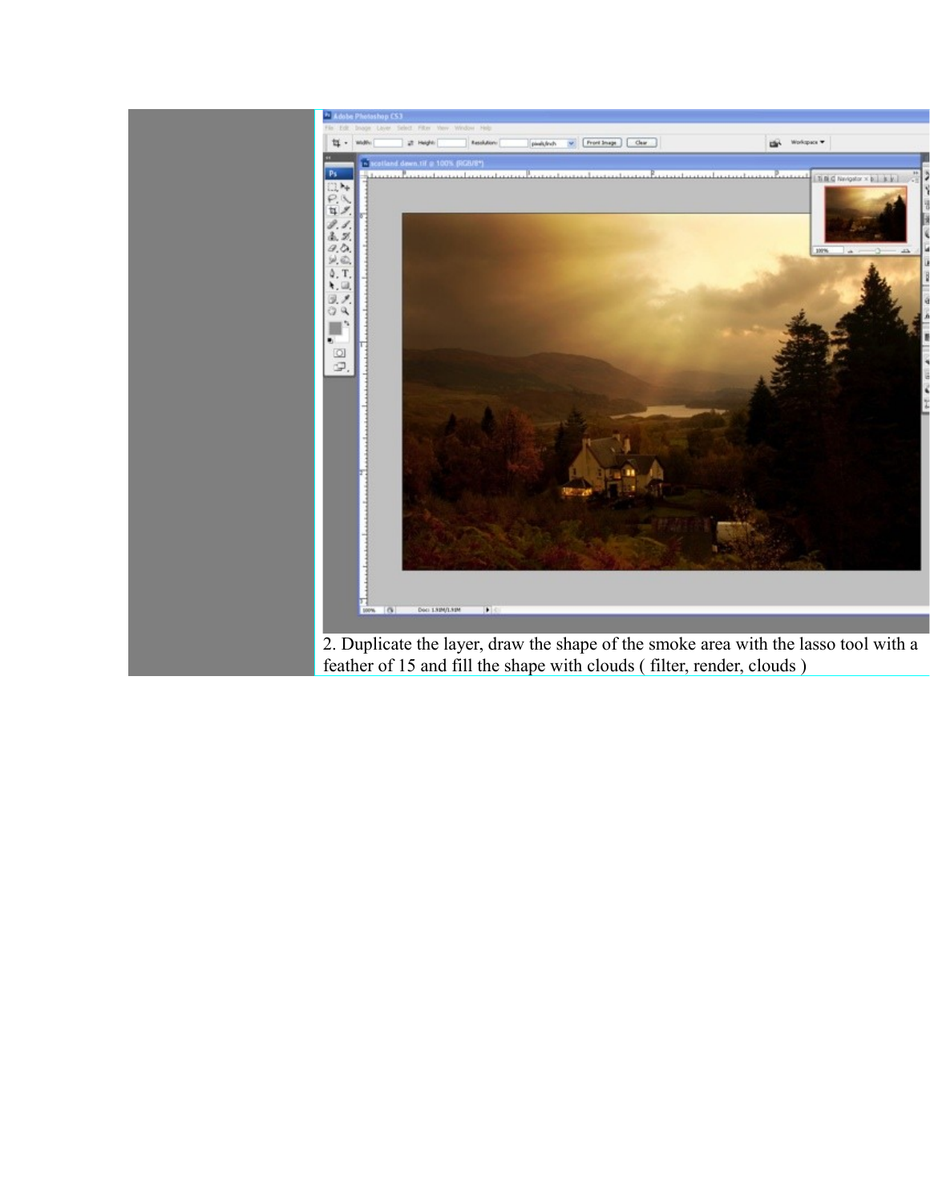2. Duplicate the layer, draw the shape of the smoke area with the lasso tool with a feather of 15 and fill the shape with clouds ( filter, render, clouds )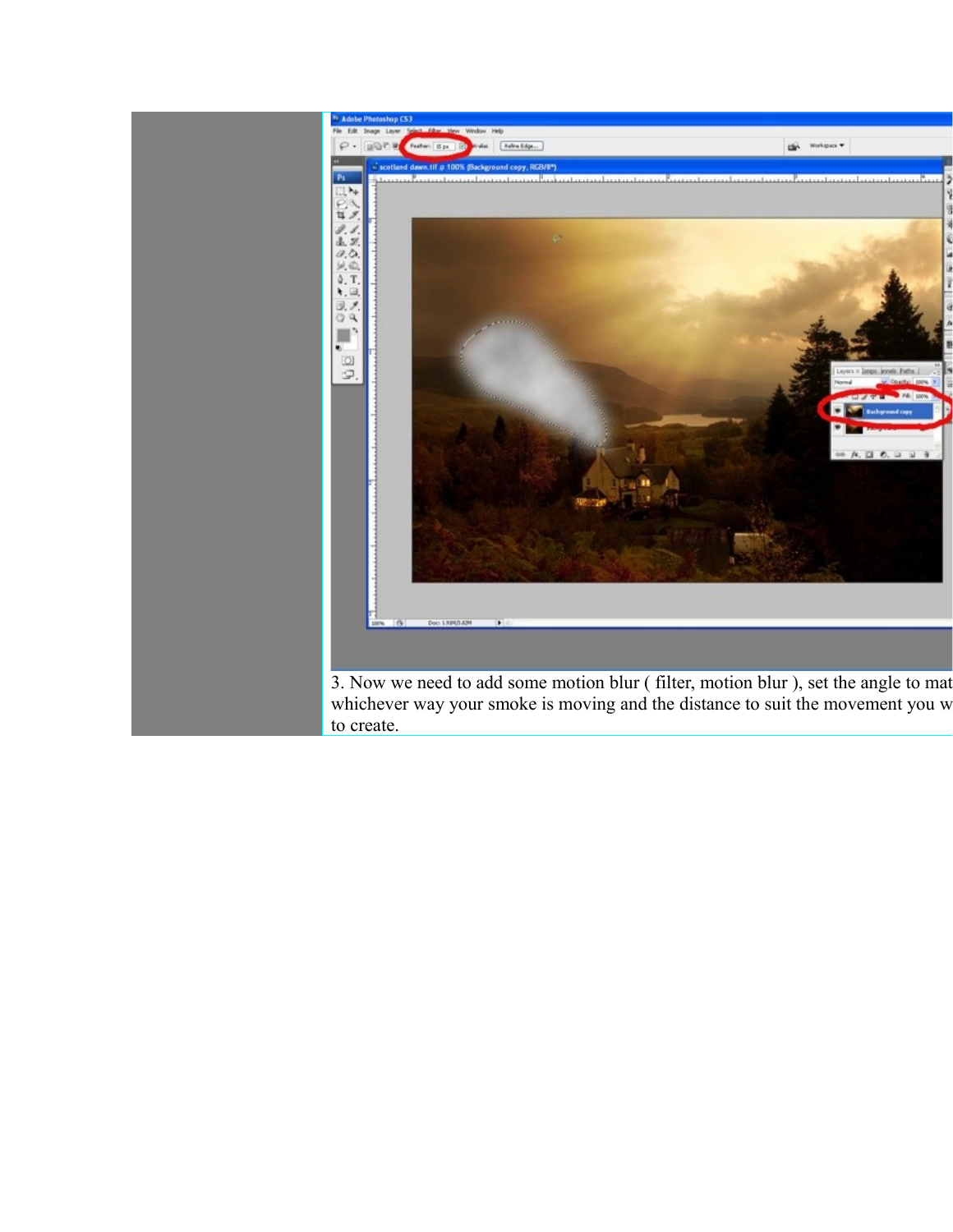3. Now we need to add some motion blur ( filter, motion blur ), set the angle to mat whichever way your smoke is moving and the distance to suit the movement you w to create.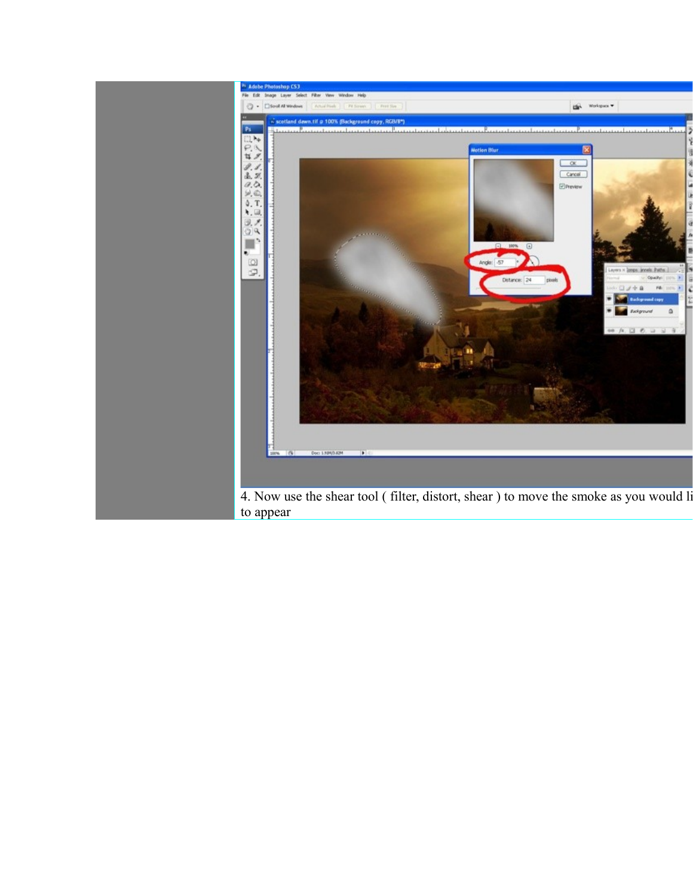4. Now use the shear tool ( filter, distort, shear ) to move the smoke as you would li to appear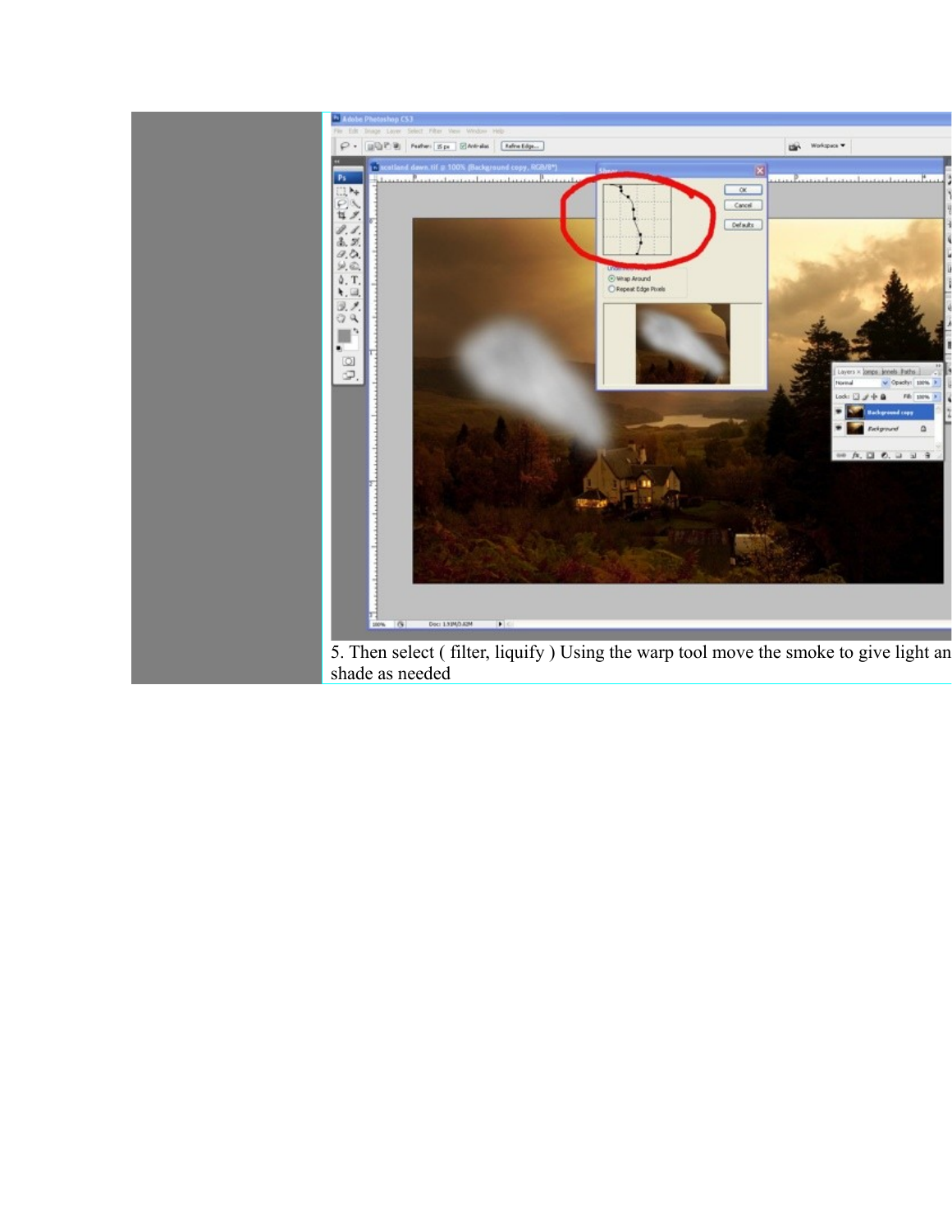5. Then select ( filter, liquify ) Using the warp tool move the smoke to give light an shade as needed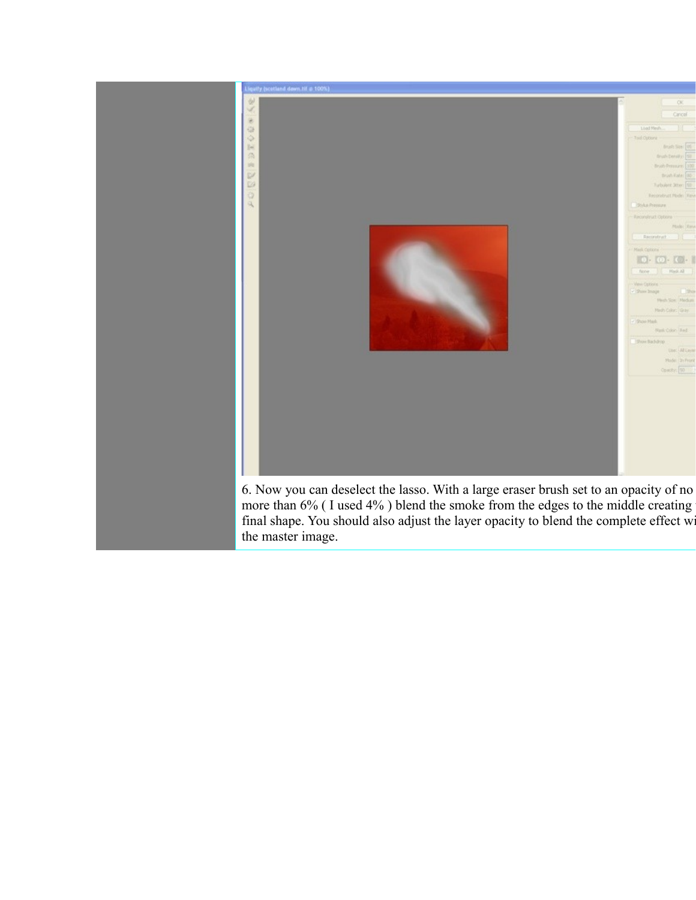6. Now you can deselect the lasso. With a large eraser brush set to an opacity of no more than 6% ( I used 4% ) blend the smoke from the edges to the middle creating final shape. You should also adjust the layer opacity to blend the complete effect wi the master image.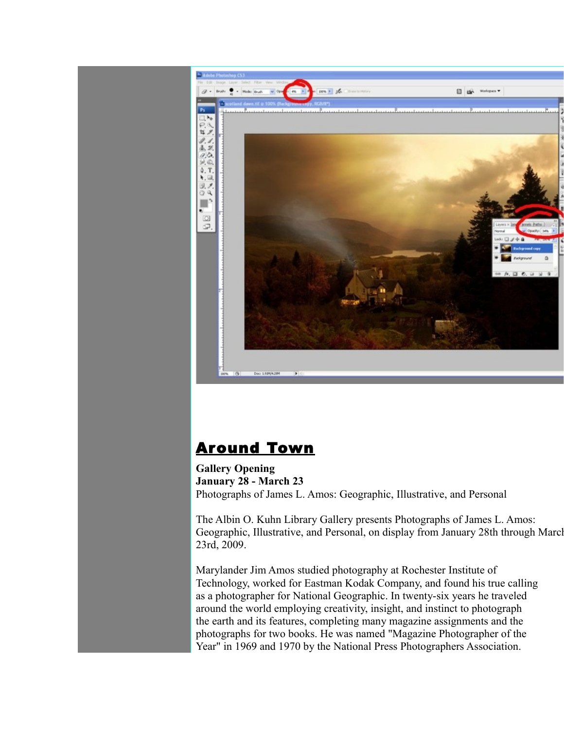## Around Town

**Gallery Opening**
**January 28 - March 23**
Photographs of James L. Amos: Geographic, Illustrative, and Personal

The Albin O. Kuhn Library Gallery presents Photographs of James L. Amos: Geographic, Illustrative, and Personal, on display from January 28th through March 23rd, 2009.

Marylander Jim Amos studied photography at Rochester Institute of Technology, worked for Eastman Kodak Company, and found his true calling as a photographer for National Geographic. In twenty-six years he traveled around the world employing creativity, insight, and instinct to photograph the earth and its features, completing many magazine assignments and the photographs for two books. He was named "Magazine Photographer of the Year" in 1969 and 1970 by the National Press Photographers Association.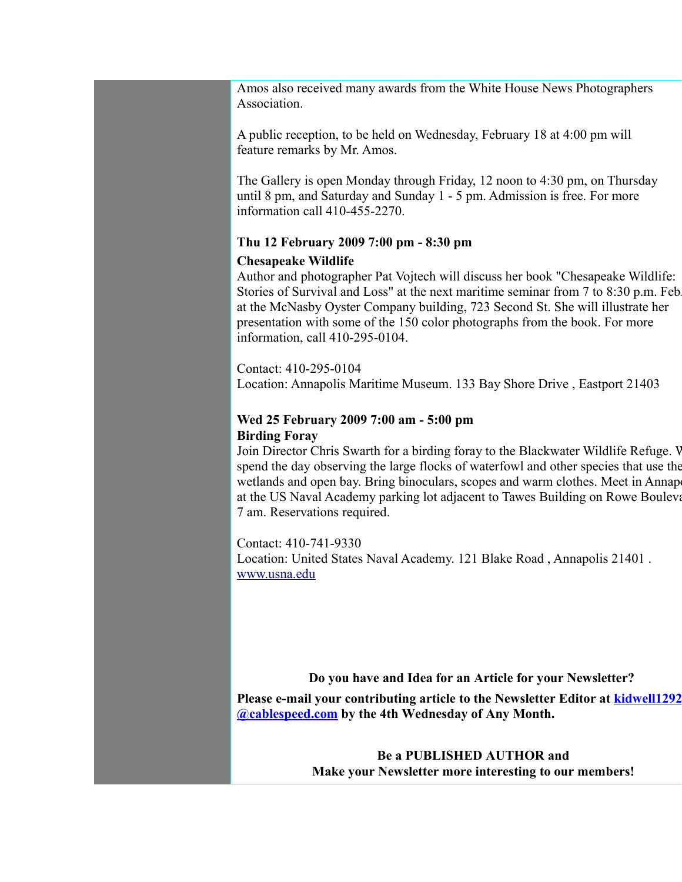Amos also received many awards from the White House News Photographers Association.

A public reception, to be held on Wednesday, February 18 at 4:00 pm will feature remarks by Mr. Amos.

The Gallery is open Monday through Friday, 12 noon to 4:30 pm, on Thursday until 8 pm, and Saturday and Sunday 1 - 5 pm. Admission is free. For more information call 410-455-2270.

**Thu 12 February 2009 7:00 pm - 8:30 pm**

**Chesapeake Wildlife**

Author and photographer Pat Vojtech will discuss her book "Chesapeake Wildlife: Stories of Survival and Loss" at the next maritime seminar from 7 to 8:30 p.m. Feb. at the McNasby Oyster Company building, 723 Second St. She will illustrate her presentation with some of the 150 color photographs from the book. For more information, call 410-295-0104.

Contact: 410-295-0104
Location: Annapolis Maritime Museum. 133 Bay Shore Drive , Eastport 21403

**Wed 25 February 2009 7:00 am - 5:00 pm**

**Birding Foray**

Join Director Chris Swarth for a birding foray to the Blackwater Wildlife Refuge. W spend the day observing the large flocks of waterfowl and other species that use the wetlands and open bay. Bring binoculars, scopes and warm clothes. Meet in Annap at the US Naval Academy parking lot adjacent to Tawes Building on Rowe Bouleva 7 am. Reservations required.

Contact: 410-741-9330
Location: United States Naval Academy. 121 Blake Road , Annapolis 21401 . www.usna.edu

**Do you have and Idea for an Article for your Newsletter?**

**Please e-mail your contributing article to the Newsletter Editor at kidwell1292 @cablespeed.com by the 4th Wednesday of Any Month.**

**Be a PUBLISHED AUTHOR and**
**Make your Newsletter more interesting to our members!**